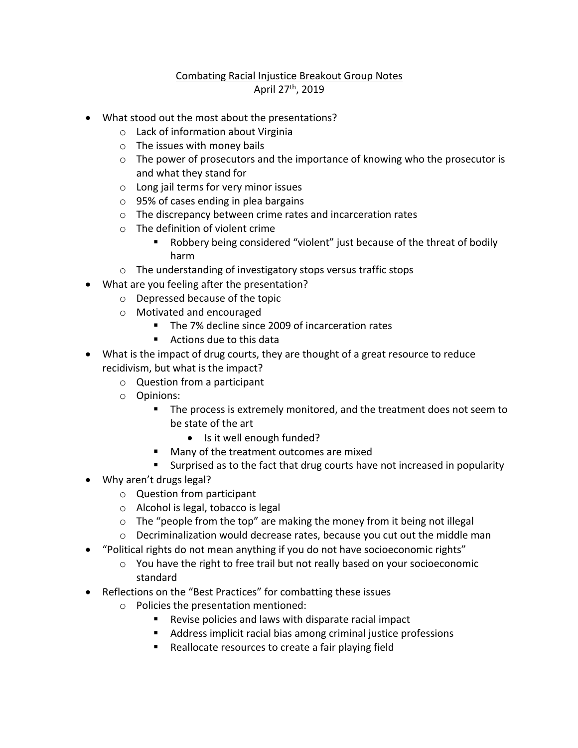# Combating Racial Injustice Breakout Group Notes

April 27th, 2019

- What stood out the most about the presentations?
  - Lack of information about Virginia
  - The issues with money bails
  - The power of prosecutors and the importance of knowing who the prosecutor is and what they stand for
  - Long jail terms for very minor issues
  - 95% of cases ending in plea bargains
  - The discrepancy between crime rates and incarceration rates
  - The definition of violent crime
    - Robbery being considered "violent" just because of the threat of bodily harm
  - The understanding of investigatory stops versus traffic stops
- What are you feeling after the presentation?
  - Depressed because of the topic
  - Motivated and encouraged
    - The 7% decline since 2009 of incarceration rates
    - Actions due to this data
- What is the impact of drug courts, they are thought of a great resource to reduce recidivism, but what is the impact?
  - Question from a participant
  - Opinions:
    - The process is extremely monitored, and the treatment does not seem to be state of the art
      - Is it well enough funded?
    - Many of the treatment outcomes are mixed
    - Surprised as to the fact that drug courts have not increased in popularity
- Why aren't drugs legal?
  - Question from participant
  - Alcohol is legal, tobacco is legal
  - The "people from the top" are making the money from it being not illegal
  - Decriminalization would decrease rates, because you cut out the middle man
- "Political rights do not mean anything if you do not have socioeconomic rights"
  - You have the right to free trail but not really based on your socioeconomic standard
- Reflections on the "Best Practices" for combatting these issues
  - Policies the presentation mentioned:
    - Revise policies and laws with disparate racial impact
    - Address implicit racial bias among criminal justice professions
    - Reallocate resources to create a fair playing field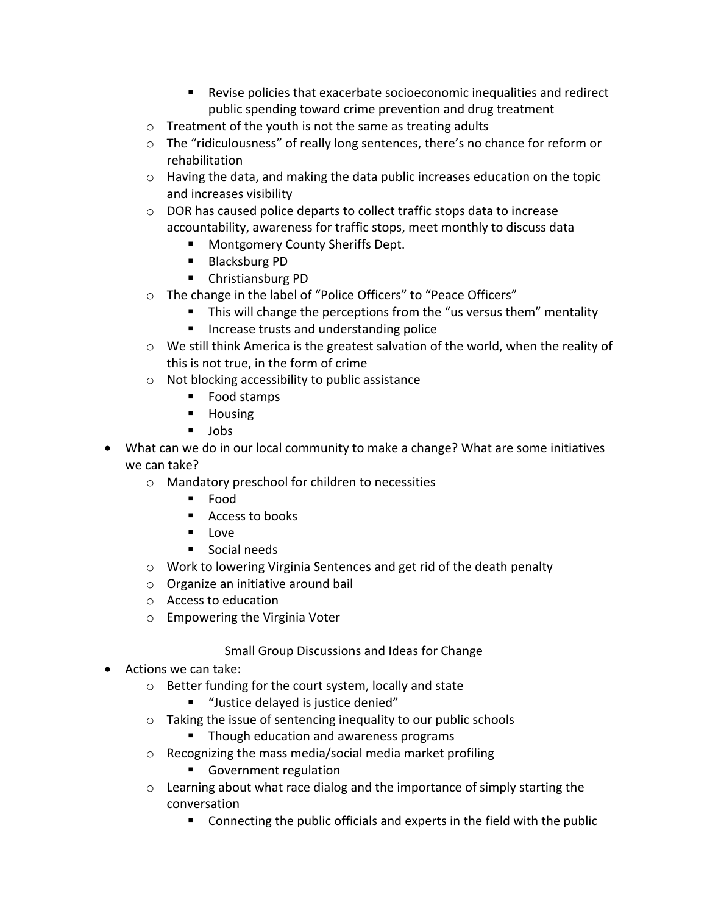- Revise policies that exacerbate socioeconomic inequalities and redirect public spending toward crime prevention and drug treatment
    - Treatment of the youth is not the same as treating adults
    - The "ridiculousness" of really long sentences, there's no chance for reform or rehabilitation
    - Having the data, and making the data public increases education on the topic and increases visibility
    - DOR has caused police departs to collect traffic stops data to increase accountability, awareness for traffic stops, meet monthly to discuss data
        - Montgomery County Sheriffs Dept.
        - Blacksburg PD
        - Christiansburg PD
    - The change in the label of "Police Officers" to "Peace Officers"
        - This will change the perceptions from the "us versus them" mentality
        - Increase trusts and understanding police
    - We still think America is the greatest salvation of the world, when the reality of this is not true, in the form of crime
    - Not blocking accessibility to public assistance
        - Food stamps
        - Housing
        - Jobs
- What can we do in our local community to make a change? What are some initiatives we can take?
    - Mandatory preschool for children to necessities
        - Food
        - Access to books
        - Love
        - Social needs
    - Work to lowering Virginia Sentences and get rid of the death penalty
    - Organize an initiative around bail
    - Access to education
    - Empowering the Virginia Voter

Small Group Discussions and Ideas for Change

- Actions we can take:
    - Better funding for the court system, locally and state
        - "Justice delayed is justice denied"
    - Taking the issue of sentencing inequality to our public schools
        - Though education and awareness programs
    - Recognizing the mass media/social media market profiling
        - Government regulation
    - Learning about what race dialog and the importance of simply starting the conversation
        - Connecting the public officials and experts in the field with the public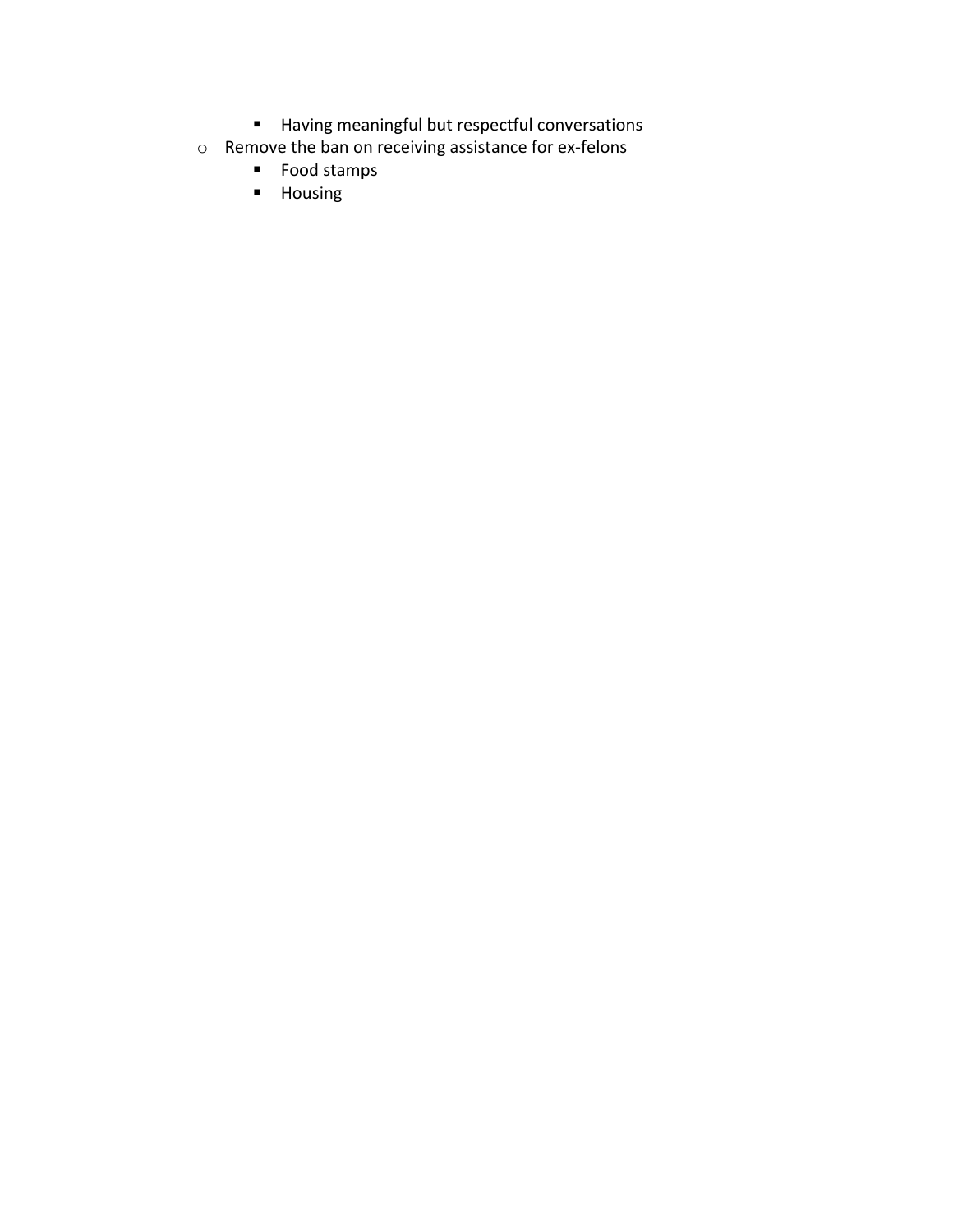- Having meaningful but respectful conversations
    - Remove the ban on receiving assistance for ex-felons
        - Food stamps
        - Housing